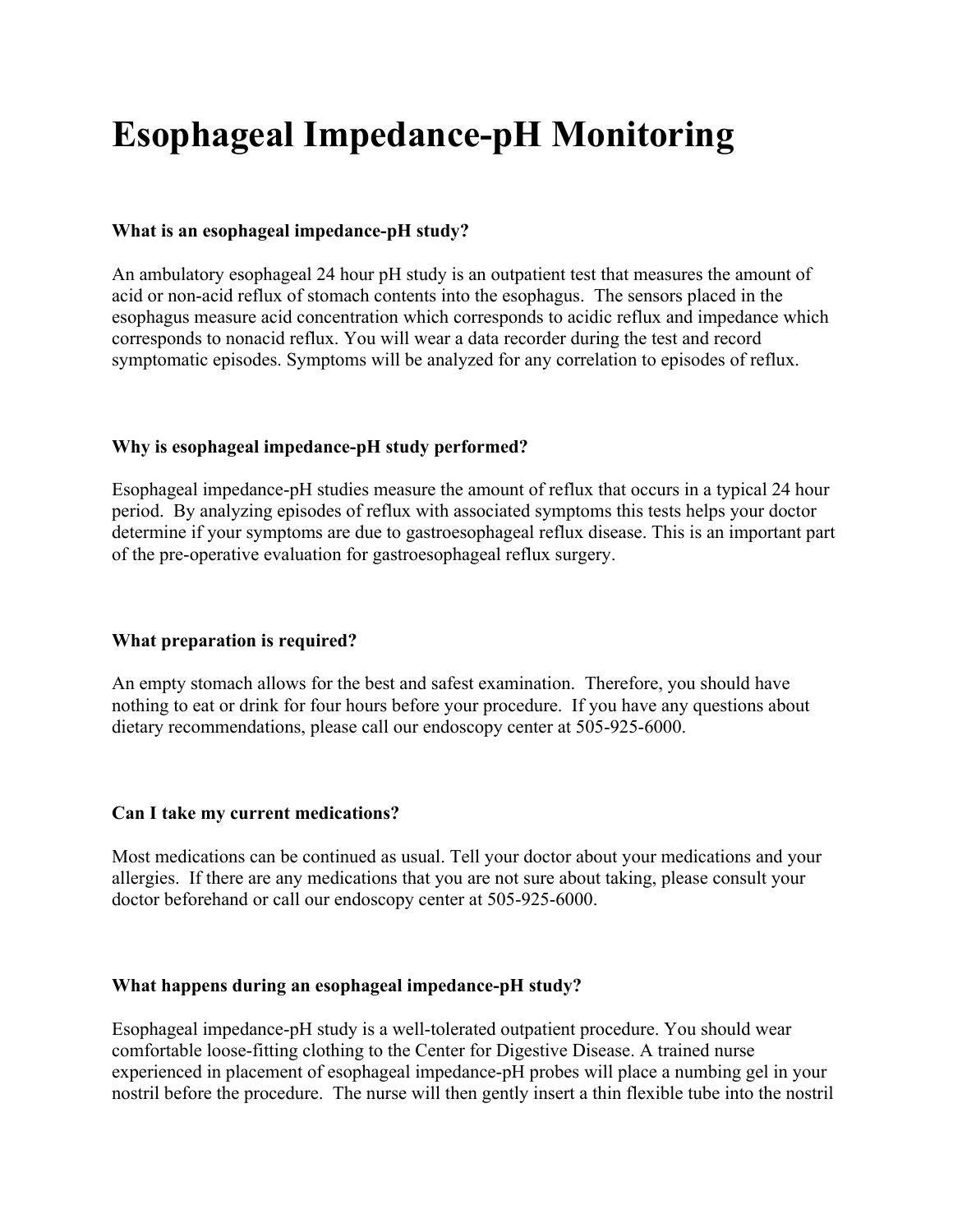# Esophageal Impedance-pH Monitoring

**What is an esophageal impedance-pH study?**

An ambulatory esophageal 24 hour pH study is an outpatient test that measures the amount of acid or non-acid reflux of stomach contents into the esophagus. The sensors placed in the esophagus measure acid concentration which corresponds to acidic reflux and impedance which corresponds to nonacid reflux. You will wear a data recorder during the test and record symptomatic episodes. Symptoms will be analyzed for any correlation to episodes of reflux.

**Why is esophageal impedance-pH study performed?**

Esophageal impedance-pH studies measure the amount of reflux that occurs in a typical 24 hour period. By analyzing episodes of reflux with associated symptoms this tests helps your doctor determine if your symptoms are due to gastroesophageal reflux disease. This is an important part of the pre-operative evaluation for gastroesophageal reflux surgery.

**What preparation is required?**

An empty stomach allows for the best and safest examination. Therefore, you should have nothing to eat or drink for four hours before your procedure. If you have any questions about dietary recommendations, please call our endoscopy center at 505-925-6000.

**Can I take my current medications?**

Most medications can be continued as usual. Tell your doctor about your medications and your allergies. If there are any medications that you are not sure about taking, please consult your doctor beforehand or call our endoscopy center at 505-925-6000.

**What happens during an esophageal impedance-pH study?**

Esophageal impedance-pH study is a well-tolerated outpatient procedure. You should wear comfortable loose-fitting clothing to the Center for Digestive Disease. A trained nurse experienced in placement of esophageal impedance-pH probes will place a numbing gel in your nostril before the procedure. The nurse will then gently insert a thin flexible tube into the nostril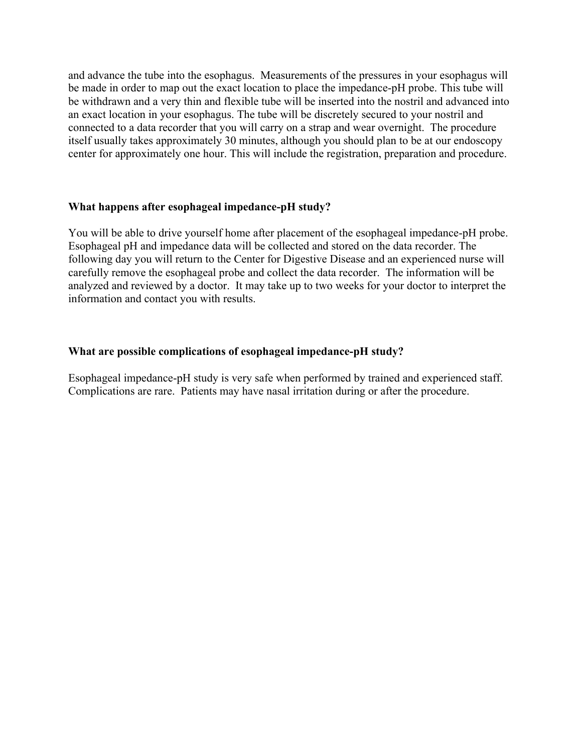and advance the tube into the esophagus. Measurements of the pressures in your esophagus will be made in order to map out the exact location to place the impedance-pH probe. This tube will be withdrawn and a very thin and flexible tube will be inserted into the nostril and advanced into an exact location in your esophagus. The tube will be discretely secured to your nostril and connected to a data recorder that you will carry on a strap and wear overnight. The procedure itself usually takes approximately 30 minutes, although you should plan to be at our endoscopy center for approximately one hour. This will include the registration, preparation and procedure.

**What happens after esophageal impedance-pH study?**

You will be able to drive yourself home after placement of the esophageal impedance-pH probe. Esophageal pH and impedance data will be collected and stored on the data recorder. The following day you will return to the Center for Digestive Disease and an experienced nurse will carefully remove the esophageal probe and collect the data recorder. The information will be analyzed and reviewed by a doctor. It may take up to two weeks for your doctor to interpret the information and contact you with results.

**What are possible complications of esophageal impedance-pH study?**

Esophageal impedance-pH study is very safe when performed by trained and experienced staff. Complications are rare. Patients may have nasal irritation during or after the procedure.